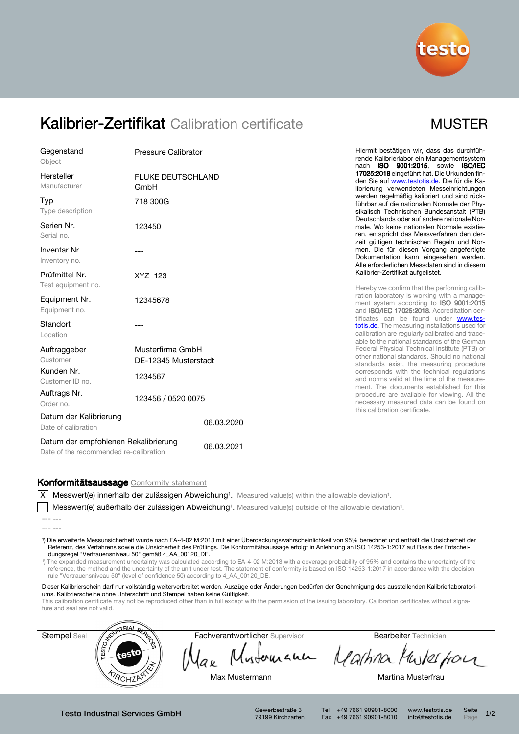# Kalibrier-Zertifikat Calibration certificate

MUSTER

| | |
|---|---|
| Gegenstand<br>Object | Pressure Calibrator |
| Hersteller<br>Manufacturer | FLUKE DEUTSCHLAND GmbH |
| Typ<br>Type description | 718 300G |
| Serien Nr.<br>Serial no. | 123450 |
| Inventar Nr.<br>Inventory no. | --- |
| Prüfmittel Nr.<br>Test equipment no. | XYZ 123 |
| Equipment Nr.<br>Equipment no. | 12345678 |
| Standort<br>Location | --- |
| Auftraggeber<br>Customer | Musterfirma GmbH<br>DE-12345 Musterstadt |
| Kunden Nr.<br>Customer ID no. | 1234567 |
| Auftrags Nr.<br>Order no. | 123456 / 0520 0075 |
| Datum der Kalibrierung<br>Date of calibration | 06.03.2020 |
| Datum der empfohlenen Rekalibrierung<br>Date of the recommended re-calibration | 06.03.2021 |

Hiermit bestätigen wir, dass das durchführende Kalibrierlabor ein Managementsystem nach **ISO 9001:2015**, sowie **ISO/IEC 17025:2018** eingeführt hat. Die Urkunden finden Sie auf www.testotis.de. Die für die Kalibrierung verwendeten Messeinrichtungen werden regelmäßig kalibriert und sind rückführbar auf die nationalen Normale der Physikalisch Technischen Bundesanstalt (PTB) Deutschlands oder auf andere nationale Normale. Wo keine nationalen Normale existieren, entspricht das Messverfahren den derzeit gültigen technischen Regeln und Normen. Die für diesen Vorgang angefertigte Dokumentation kann eingesehen werden. Alle erforderlichen Messdaten sind in diesem Kalibrier-Zertifikat aufgelistet.

Hereby we confirm that the performing calibration laboratory is working with a management system according to **ISO 9001:2015** and **ISO/IEC 17025:2018**. Accreditation certificates can be found under www.testotis.de. The measuring installations used for calibration are regularly calibrated and traceable to the national standards of the German Federal Physical Technical Institute (PTB) or other national standards. Should no national standards exist, the measuring procedure corresponds with the technical regulations and norms valid at the time of the measurement. The documents established for this procedure are available for viewing. All the necessary measured data can be found on this calibration certificate.

## Konformitätsaussage Conformity statement

[X] Messwert(e) innerhalb der zulässigen Abweichung[1]. Measured value(s) within the allowable deviation[1].

[ ] Messwert(e) außerhalb der zulässigen Abweichung[1]. Measured value(s) outside of the allowable deviation[1].

--- ---

--- ---

[1]) Die erweiterte Messunsicherheit wurde nach EA-4-02 M:2013 mit einer Überdeckungswahrscheinlichkeit von 95% berechnet und enthält die Unsicherheit der Referenz, des Verfahrens sowie die Unsicherheit des Prüflings. Die Konformitätsaussage erfolgt in Anlehnung an ISO 14253-1:2017 auf Basis der Entscheidungsregel "Vertrauensniveau 50" gemäß 4_AA_00120_DE.

[1]) The expanded measurement uncertainty was calculated according to EA-4-02 M:2013 with a coverage probability of 95% and contains the uncertainty of the reference, the method and the uncertainty of the unit under test. The statement of conformity is based on ISO 14253-1:2017 in accordance with the decision rule "Vertrauensniveau 50" (level of confidence 50) according to 4_AA_00120_DE.

Dieser Kalibrierschein darf nur vollständig weiterverbreitet werden. Auszüge oder Änderungen bedürfen der Genehmigung des ausstellenden Kalibrierlaboratoriums. Kalibrierscheine ohne Unterschrift und Stempel haben keine Gültigkeit.

This calibration certificate may not be reproduced other than in full except with the permission of the issuing laboratory. Calibration certificates without signature and seal are not valid.

| Stempel Seal | Fachverantwortlicher Supervisor | Bearbeiter Technician |
|---|---|---|
| TESTO INDUSTRIAL SERVICES testo KIRCHZARTEN | Max Mustermann | Martina Musterfrau |

Testo Industrial Services GmbH — Gewerbestraße 3, 79199 Kirchzarten — Tel +49 7661 90901-8000, Fax +49 7661 90901-8010 — www.testotis.de, info@testotis.de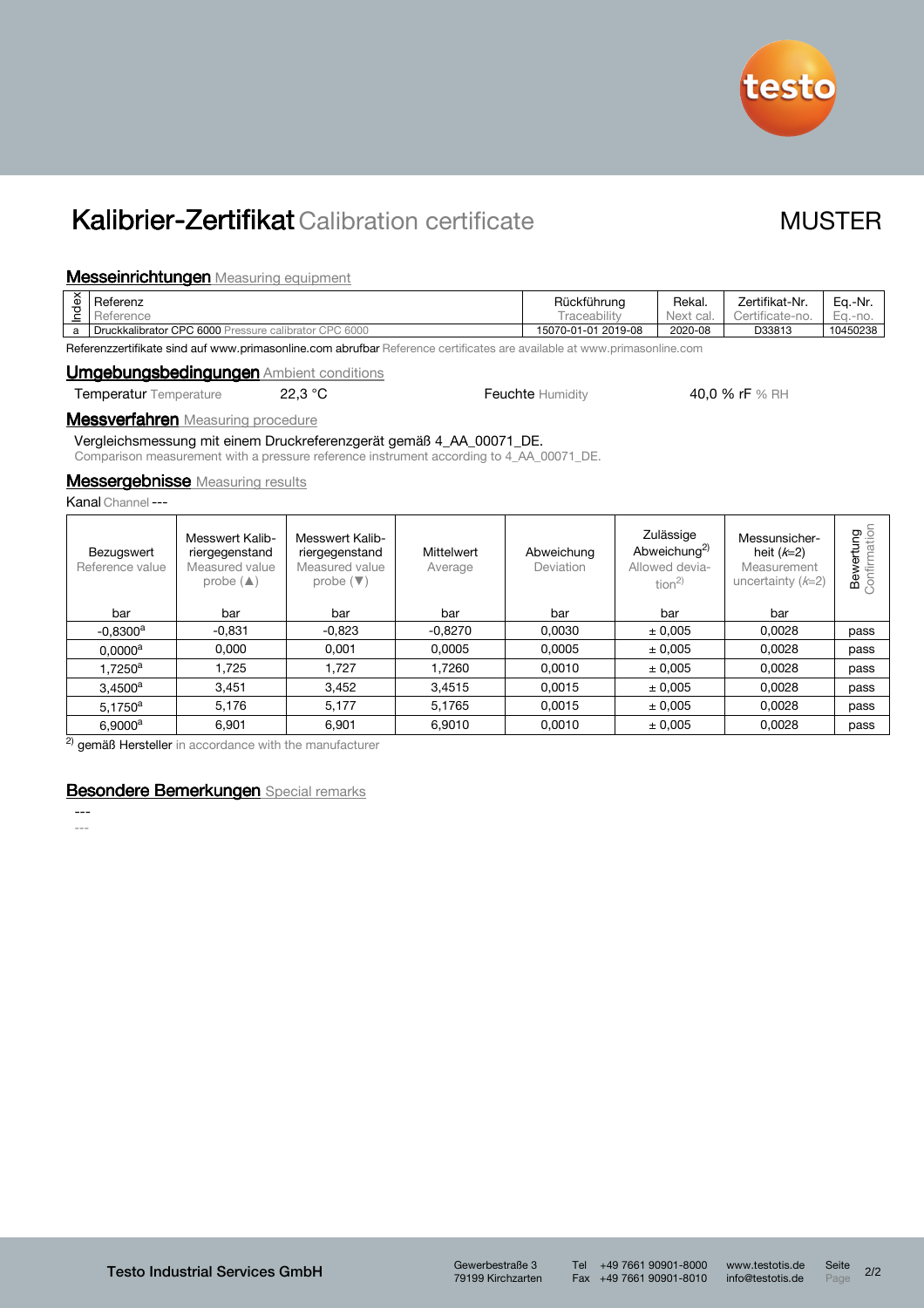# Kalibrier-Zertifikat Calibration certificate

MUSTER

## Messeinrichtungen Measuring equipment

| Index | Referenz Reference | Rückführung Traceability | Rekal. Next cal. | Zertifikat-Nr. Certificate-no. | Eq.-Nr. Eq.-no. |
|---|---|---|---|---|---|
| a | Druckkalibrator CPC 6000 Pressure calibrator CPC 6000 | 15070-01-01 2019-08 | 2020-08 | D33813 | 10450238 |

Referenzzertifikate sind auf www.primasonline.com abrufbar Reference certificates are available at www.primasonline.com

## Umgebungsbedingungen Ambient conditions

Temperatur Temperature 22,3 °C Feuchte Humidity 40,0 % rF % RH

## Messverfahren Measuring procedure

Vergleichsmessung mit einem Druckreferenzgerät gemäß 4_AA_00071_DE.
Comparison measurement with a pressure reference instrument according to 4_AA_00071_DE.

## Messergebnisse Measuring results

Kanal Channel ---

| Bezugswert Reference value | Messwert Kalibriergegenstand Measured value probe (▲) | Messwert Kalibriergegenstand Measured value probe (▼) | Mittelwert Average | Abweichung Deviation | Zulässige Abweichung[2] Allowed deviation[2] | Messunsicherheit ($k$=2) Measurement uncertainty ($k$=2) | Bewertung Confirmation |
|---|---|---|---|---|---|---|---|
| bar | bar | bar | bar | bar | bar | bar | |
| -0,8300[a] | -0,831 | -0,823 | -0,8270 | 0,0030 | ± 0,005 | 0,0028 | pass |
| 0,0000[a] | 0,000 | 0,001 | 0,0005 | 0,0005 | ± 0,005 | 0,0028 | pass |
| 1,7250[a] | 1,725 | 1,727 | 1,7260 | 0,0010 | ± 0,005 | 0,0028 | pass |
| 3,4500[a] | 3,451 | 3,452 | 3,4515 | 0,0015 | ± 0,005 | 0,0028 | pass |
| 5,1750[a] | 5,176 | 5,177 | 5,1765 | 0,0015 | ± 0,005 | 0,0028 | pass |
| 6,9000[a] | 6,901 | 6,901 | 6,9010 | 0,0010 | ± 0,005 | 0,0028 | pass |

[2] gemäß Hersteller in accordance with the manufacturer

## Besondere Bemerkungen Special remarks

---
---

Testo Industrial Services GmbH
Gewerbestraße 3, 79199 Kirchzarten
Tel +49 7661 90901-8000, Fax +49 7661 90901-8010
www.testotis.de, info@testotis.de